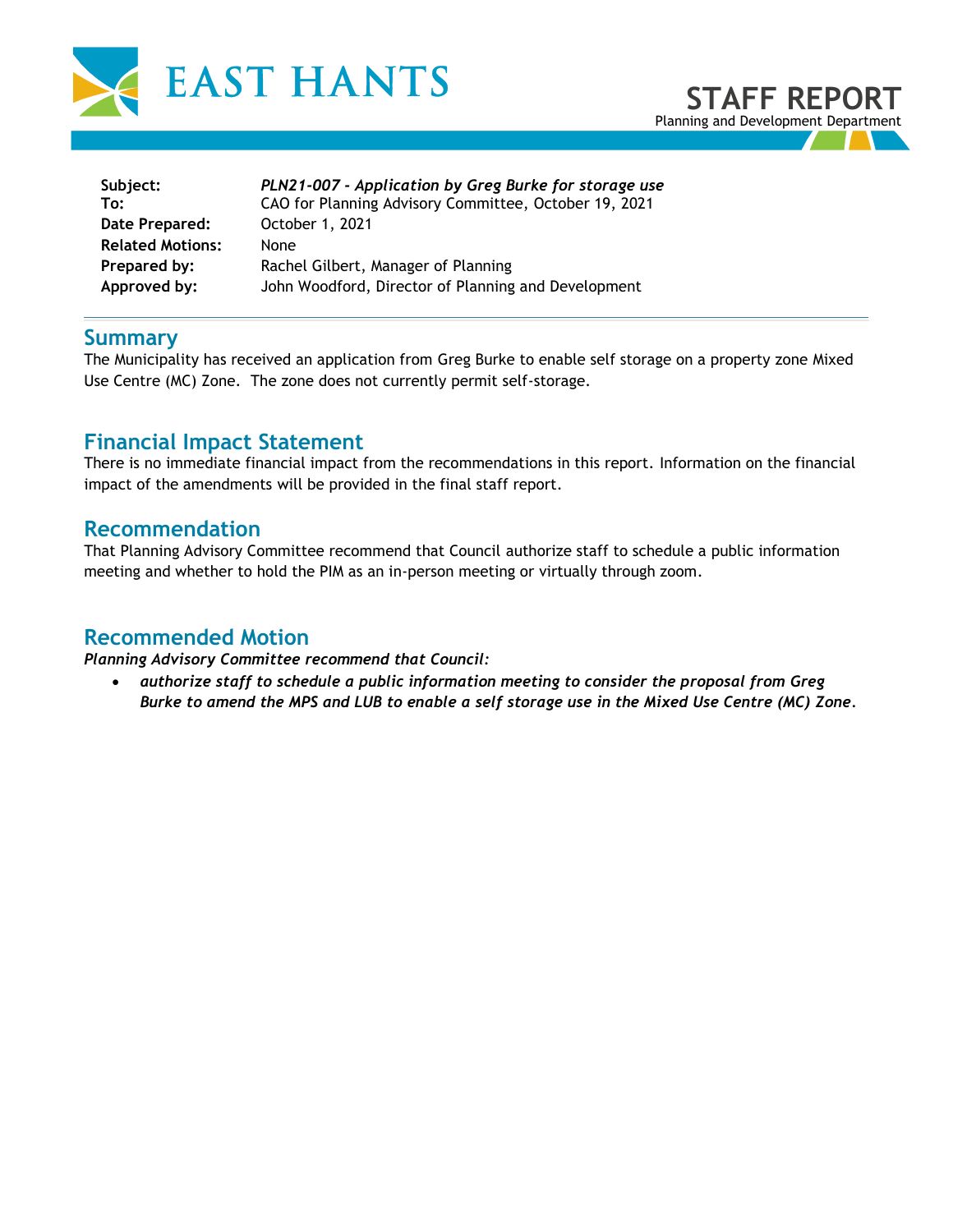EAST HANTS

# STAFF REPORT

Planning and Development Department

| | |
|---|---|
| **Subject:** | ***PLN21-007 - Application by Greg Burke for storage use*** |
| **To:** | CAO for Planning Advisory Committee, October 19, 2021 |
| **Date Prepared:** | October 1, 2021 |
| **Related Motions:** | None |
| **Prepared by:** | Rachel Gilbert, Manager of Planning |
| **Approved by:** | John Woodford, Director of Planning and Development |

## Summary

The Municipality has received an application from Greg Burke to enable self storage on a property zone Mixed Use Centre (MC) Zone. The zone does not currently permit self-storage.

## Financial Impact Statement

There is no immediate financial impact from the recommendations in this report. Information on the financial impact of the amendments will be provided in the final staff report.

## Recommendation

That Planning Advisory Committee recommend that Council authorize staff to schedule a public information meeting and whether to hold the PIM as an in-person meeting or virtually through zoom.

## Recommended Motion

***Planning Advisory Committee recommend that Council:***

- ***authorize staff to schedule a public information meeting to consider the proposal from Greg Burke to amend the MPS and LUB to enable a self storage use in the Mixed Use Centre (MC) Zone.***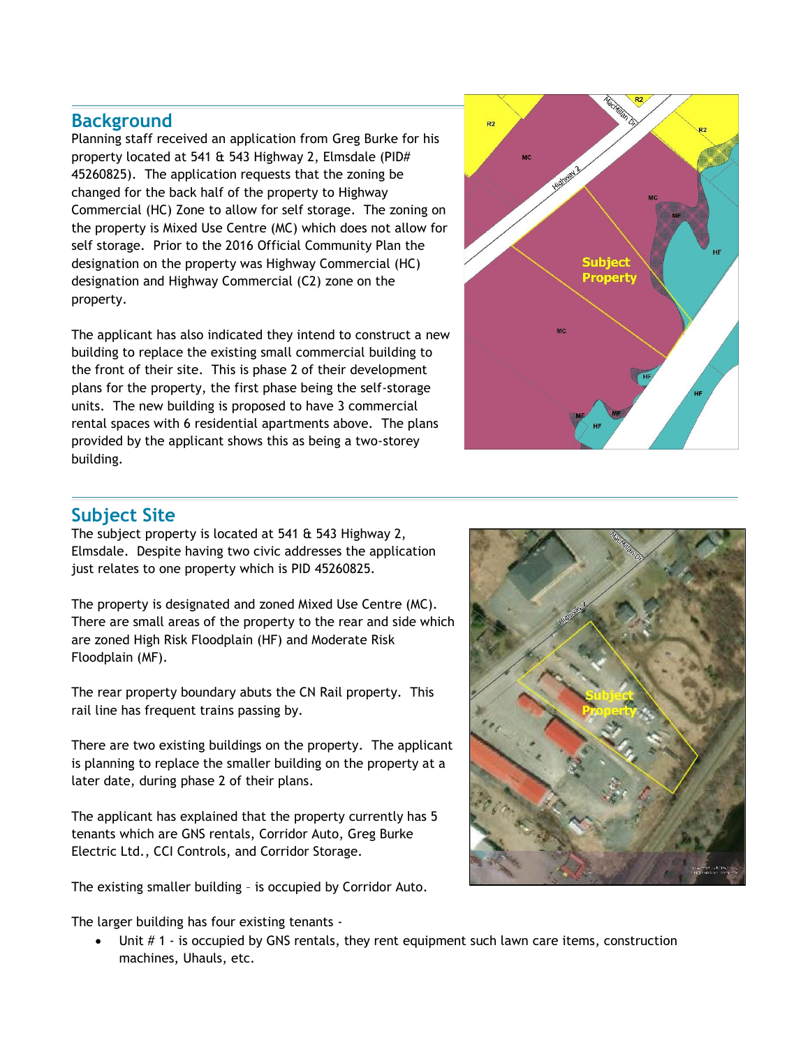## Background

Planning staff received an application from Greg Burke for his property located at 541 & 543 Highway 2, Elmsdale (PID# 45260825). The application requests that the zoning be changed for the back half of the property to Highway Commercial (HC) Zone to allow for self storage. The zoning on the property is Mixed Use Centre (MC) which does not allow for self storage. Prior to the 2016 Official Community Plan the designation on the property was Highway Commercial (HC) designation and Highway Commercial (C2) zone on the property.

The applicant has also indicated they intend to construct a new building to replace the existing small commercial building to the front of their site. This is phase 2 of their development plans for the property, the first phase being the self-storage units. The new building is proposed to have 3 commercial rental spaces with 6 residential apartments above. The plans provided by the applicant shows this as being a two-storey building.

## Subject Site

The subject property is located at 541 & 543 Highway 2, Elmsdale. Despite having two civic addresses the application just relates to one property which is PID 45260825.

The property is designated and zoned Mixed Use Centre (MC). There are small areas of the property to the rear and side which are zoned High Risk Floodplain (HF) and Moderate Risk Floodplain (MF).

The rear property boundary abuts the CN Rail property. This rail line has frequent trains passing by.

There are two existing buildings on the property. The applicant is planning to replace the smaller building on the property at a later date, during phase 2 of their plans.

The applicant has explained that the property currently has 5 tenants which are GNS rentals, Corridor Auto, Greg Burke Electric Ltd., CCI Controls, and Corridor Storage.

The existing smaller building – is occupied by Corridor Auto.

The larger building has four existing tenants -

- Unit # 1 - is occupied by GNS rentals, they rent equipment such lawn care items, construction machines, Uhauls, etc.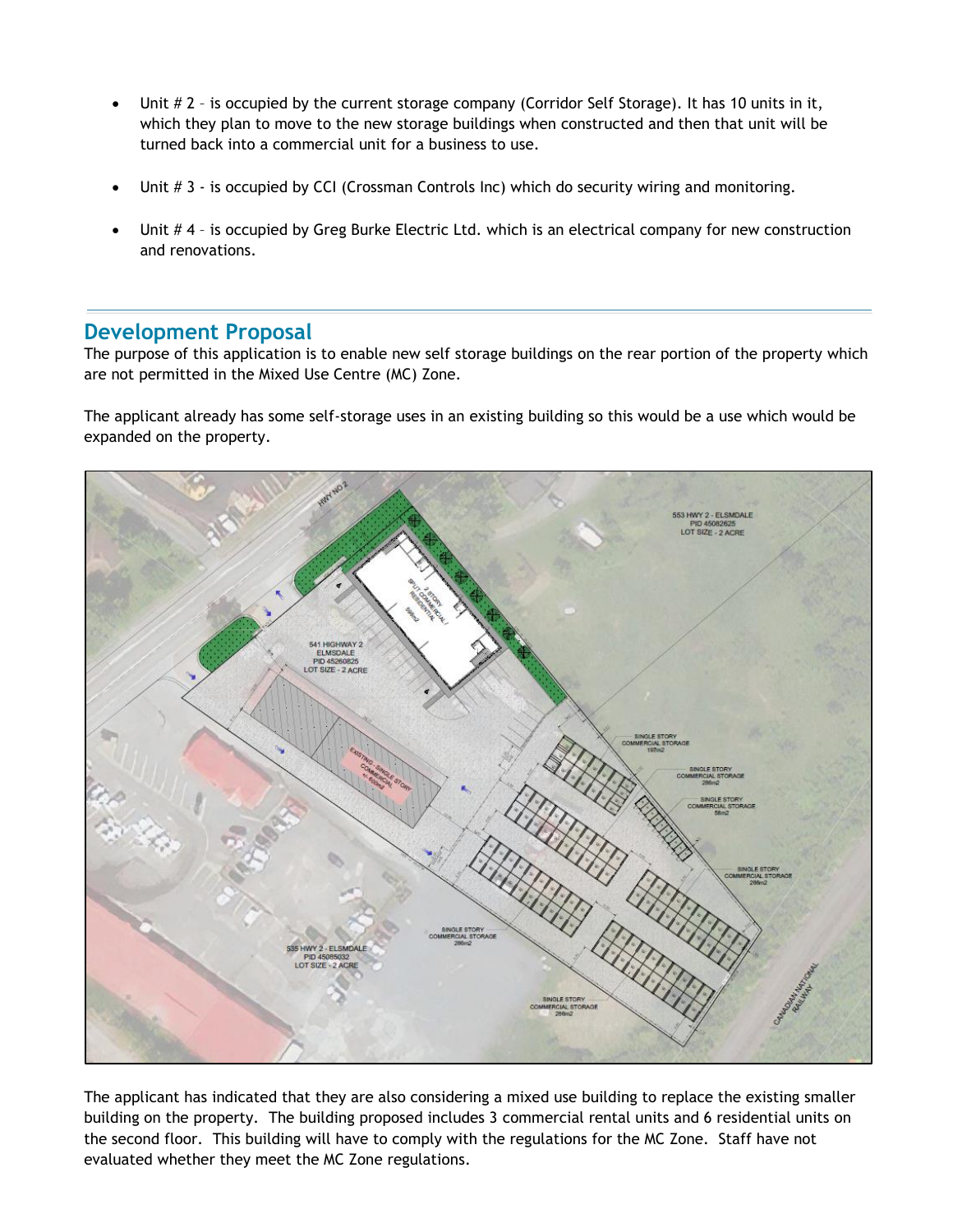- Unit # 2 – is occupied by the current storage company (Corridor Self Storage). It has 10 units in it, which they plan to move to the new storage buildings when constructed and then that unit will be turned back into a commercial unit for a business to use.

- Unit # 3 - is occupied by CCI (Crossman Controls Inc) which do security wiring and monitoring.

- Unit # 4 – is occupied by Greg Burke Electric Ltd. which is an electrical company for new construction and renovations.

---

## Development Proposal

The purpose of this application is to enable new self storage buildings on the rear portion of the property which are not permitted in the Mixed Use Centre (MC) Zone.

The applicant already has some self-storage uses in an existing building so this would be a use which would be expanded on the property.

The applicant has indicated that they are also considering a mixed use building to replace the existing smaller building on the property. The building proposed includes 3 commercial rental units and 6 residential units on the second floor. This building will have to comply with the regulations for the MC Zone. Staff have not evaluated whether they meet the MC Zone regulations.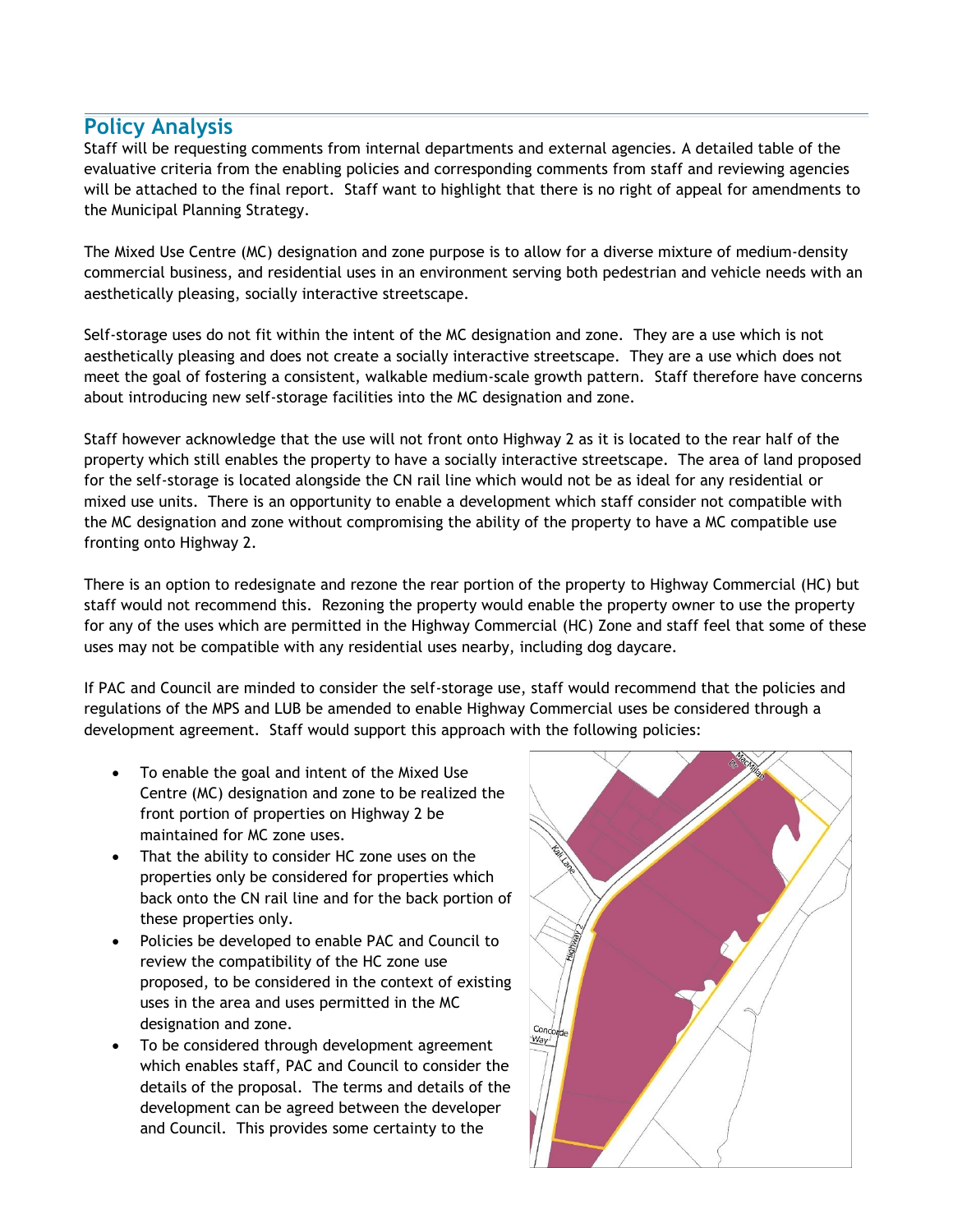## Policy Analysis

Staff will be requesting comments from internal departments and external agencies. A detailed table of the evaluative criteria from the enabling policies and corresponding comments from staff and reviewing agencies will be attached to the final report. Staff want to highlight that there is no right of appeal for amendments to the Municipal Planning Strategy.

The Mixed Use Centre (MC) designation and zone purpose is to allow for a diverse mixture of medium-density commercial business, and residential uses in an environment serving both pedestrian and vehicle needs with an aesthetically pleasing, socially interactive streetscape.

Self-storage uses do not fit within the intent of the MC designation and zone. They are a use which is not aesthetically pleasing and does not create a socially interactive streetscape. They are a use which does not meet the goal of fostering a consistent, walkable medium-scale growth pattern. Staff therefore have concerns about introducing new self-storage facilities into the MC designation and zone.

Staff however acknowledge that the use will not front onto Highway 2 as it is located to the rear half of the property which still enables the property to have a socially interactive streetscape. The area of land proposed for the self-storage is located alongside the CN rail line which would not be as ideal for any residential or mixed use units. There is an opportunity to enable a development which staff consider not compatible with the MC designation and zone without compromising the ability of the property to have a MC compatible use fronting onto Highway 2.

There is an option to redesignate and rezone the rear portion of the property to Highway Commercial (HC) but staff would not recommend this. Rezoning the property would enable the property owner to use the property for any of the uses which are permitted in the Highway Commercial (HC) Zone and staff feel that some of these uses may not be compatible with any residential uses nearby, including dog daycare.

If PAC and Council are minded to consider the self-storage use, staff would recommend that the policies and regulations of the MPS and LUB be amended to enable Highway Commercial uses be considered through a development agreement. Staff would support this approach with the following policies:

- To enable the goal and intent of the Mixed Use Centre (MC) designation and zone to be realized the front portion of properties on Highway 2 be maintained for MC zone uses.
- That the ability to consider HC zone uses on the properties only be considered for properties which back onto the CN rail line and for the back portion of these properties only.
- Policies be developed to enable PAC and Council to review the compatibility of the HC zone use proposed, to be considered in the context of existing uses in the area and uses permitted in the MC designation and zone.
- To be considered through development agreement which enables staff, PAC and Council to consider the details of the proposal. The terms and details of the development can be agreed between the developer and Council. This provides some certainty to the

MacMillan Dr
Kail Lane
Highway 2
Concorde Way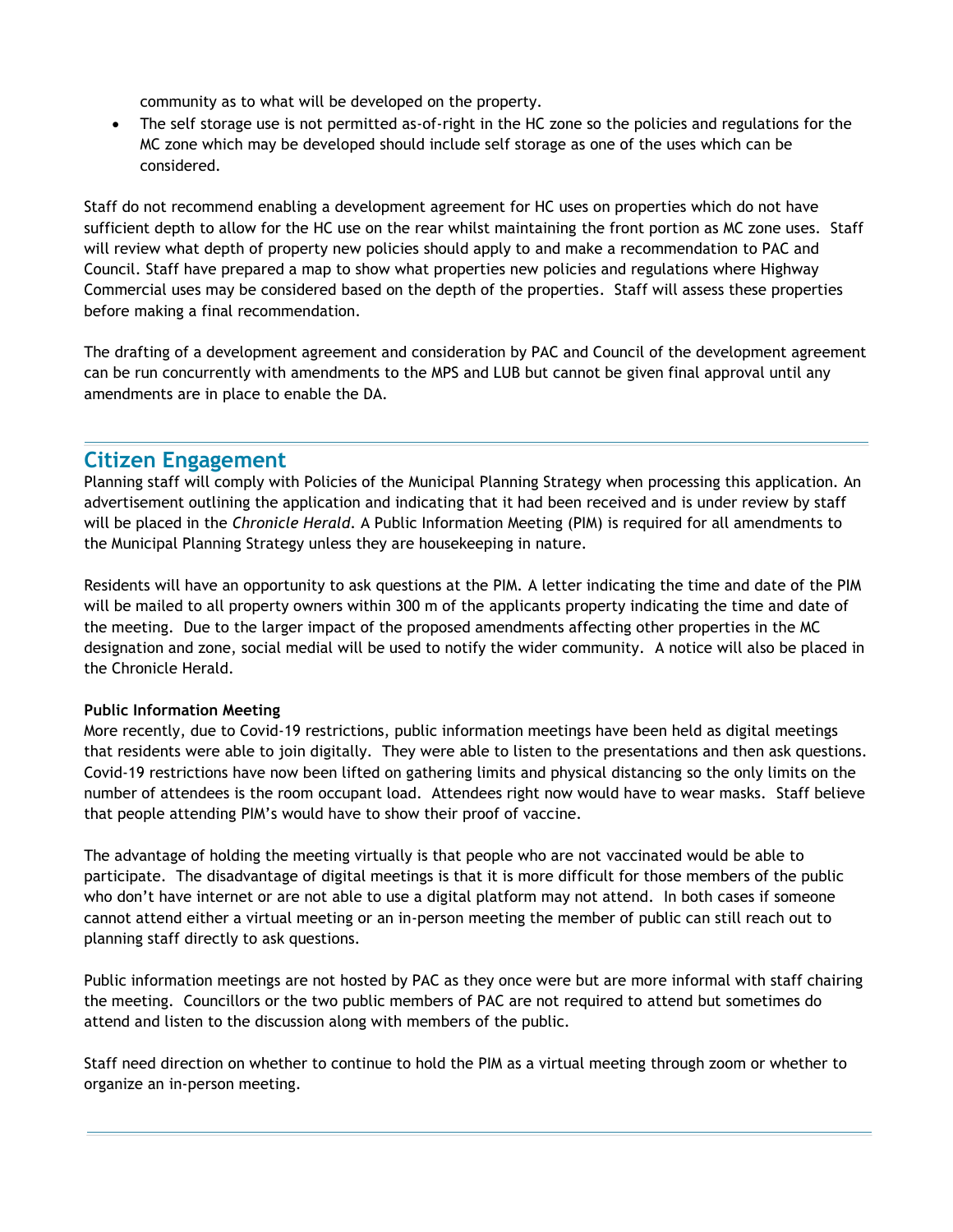community as to what will be developed on the property.
- The self storage use is not permitted as-of-right in the HC zone so the policies and regulations for the MC zone which may be developed should include self storage as one of the uses which can be considered.

Staff do not recommend enabling a development agreement for HC uses on properties which do not have sufficient depth to allow for the HC use on the rear whilst maintaining the front portion as MC zone uses. Staff will review what depth of property new policies should apply to and make a recommendation to PAC and Council. Staff have prepared a map to show what properties new policies and regulations where Highway Commercial uses may be considered based on the depth of the properties. Staff will assess these properties before making a final recommendation.

The drafting of a development agreement and consideration by PAC and Council of the development agreement can be run concurrently with amendments to the MPS and LUB but cannot be given final approval until any amendments are in place to enable the DA.

## Citizen Engagement

Planning staff will comply with Policies of the Municipal Planning Strategy when processing this application. An advertisement outlining the application and indicating that it had been received and is under review by staff will be placed in the *Chronicle Herald*. A Public Information Meeting (PIM) is required for all amendments to the Municipal Planning Strategy unless they are housekeeping in nature.

Residents will have an opportunity to ask questions at the PIM. A letter indicating the time and date of the PIM will be mailed to all property owners within 300 m of the applicants property indicating the time and date of the meeting. Due to the larger impact of the proposed amendments affecting other properties in the MC designation and zone, social medial will be used to notify the wider community. A notice will also be placed in the Chronicle Herald.

**Public Information Meeting**

More recently, due to Covid-19 restrictions, public information meetings have been held as digital meetings that residents were able to join digitally. They were able to listen to the presentations and then ask questions. Covid-19 restrictions have now been lifted on gathering limits and physical distancing so the only limits on the number of attendees is the room occupant load. Attendees right now would have to wear masks. Staff believe that people attending PIM's would have to show their proof of vaccine.

The advantage of holding the meeting virtually is that people who are not vaccinated would be able to participate. The disadvantage of digital meetings is that it is more difficult for those members of the public who don't have internet or are not able to use a digital platform may not attend. In both cases if someone cannot attend either a virtual meeting or an in-person meeting the member of public can still reach out to planning staff directly to ask questions.

Public information meetings are not hosted by PAC as they once were but are more informal with staff chairing the meeting. Councillors or the two public members of PAC are not required to attend but sometimes do attend and listen to the discussion along with members of the public.

Staff need direction on whether to continue to hold the PIM as a virtual meeting through zoom or whether to organize an in-person meeting.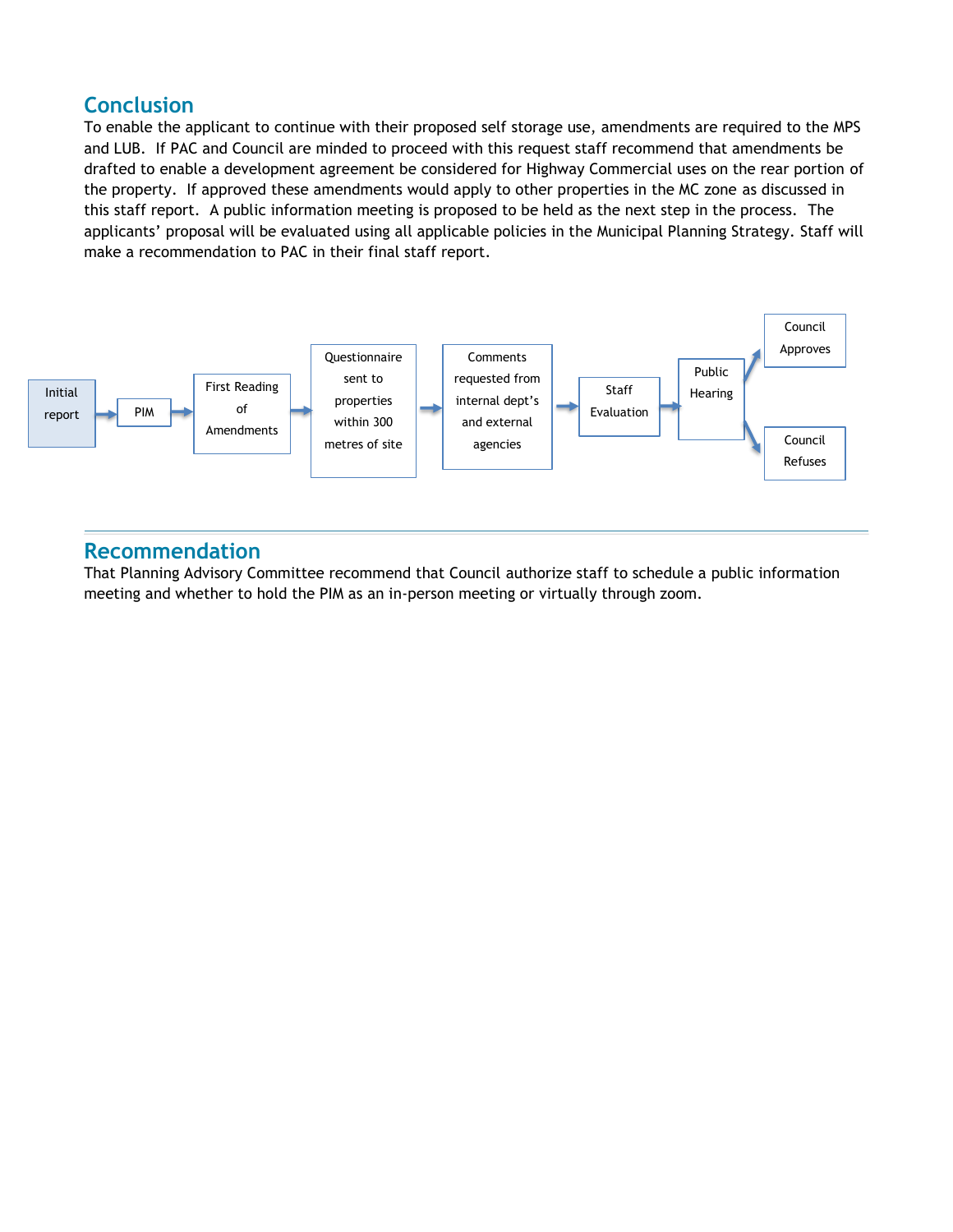## Conclusion

To enable the applicant to continue with their proposed self storage use, amendments are required to the MPS and LUB. If PAC and Council are minded to proceed with this request staff recommend that amendments be drafted to enable a development agreement be considered for Highway Commercial uses on the rear portion of the property. If approved these amendments would apply to other properties in the MC zone as discussed in this staff report. A public information meeting is proposed to be held as the next step in the process. The applicants' proposal will be evaluated using all applicable policies in the Municipal Planning Strategy. Staff will make a recommendation to PAC in their final staff report.

Initial report
PIM
First Reading of Amendments
Questionnaire sent to properties within 300 metres of site
Comments requested from internal dept's and external agencies
Staff Evaluation
Public Hearing
Council Approves
Council Refuses

## Recommendation

That Planning Advisory Committee recommend that Council authorize staff to schedule a public information meeting and whether to hold the PIM as an in-person meeting or virtually through zoom.